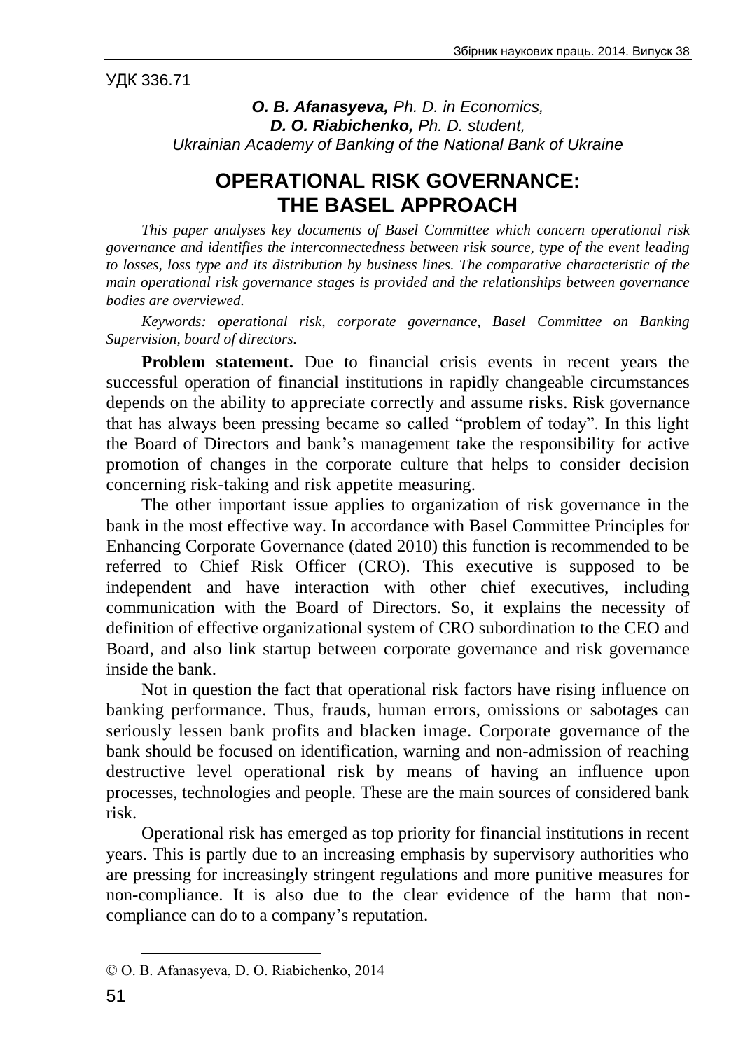УДК 336.71

***O. B. Afanasyeva,** Ph. D. in Economics,*
***D. O. Riabichenko,** Ph. D. student,*
*Ukrainian Academy of Banking of the National Bank of Ukraine*

# OPERATIONAL RISK GOVERNANCE: THE BASEL APPROACH

*This paper analyses key documents of Basel Committee which concern operational risk governance and identifies the interconnectedness between risk source, type of the event leading to losses, loss type and its distribution by business lines. The comparative characteristic of the main operational risk governance stages is provided and the relationships between governance bodies are overviewed.*

*Keywords: operational risk, corporate governance, Basel Committee on Banking Supervision, board of directors.*

**Problem statement.** Due to financial crisis events in recent years the successful operation of financial institutions in rapidly changeable circumstances depends on the ability to appreciate correctly and assume risks. Risk governance that has always been pressing became so called "problem of today". In this light the Board of Directors and bank's management take the responsibility for active promotion of changes in the corporate culture that helps to consider decision concerning risk-taking and risk appetite measuring.

The other important issue applies to organization of risk governance in the bank in the most effective way. In accordance with Basel Committee Principles for Enhancing Corporate Governance (dated 2010) this function is recommended to be referred to Chief Risk Officer (CRO). This executive is supposed to be independent and have interaction with other chief executives, including communication with the Board of Directors. So, it explains the necessity of definition of effective organizational system of CRO subordination to the CEO and Board, and also link startup between corporate governance and risk governance inside the bank.

Not in question the fact that operational risk factors have rising influence on banking performance. Thus, frauds, human errors, omissions or sabotages can seriously lessen bank profits and blacken image. Corporate governance of the bank should be focused on identification, warning and non-admission of reaching destructive level operational risk by means of having an influence upon processes, technologies and people. These are the main sources of considered bank risk.

Operational risk has emerged as top priority for financial institutions in recent years. This is partly due to an increasing emphasis by supervisory authorities who are pressing for increasingly stringent regulations and more punitive measures for non-compliance. It is also due to the clear evidence of the harm that non-compliance can do to a company's reputation.

© O. B. Afanasyeva, D. O. Riabichenko, 2014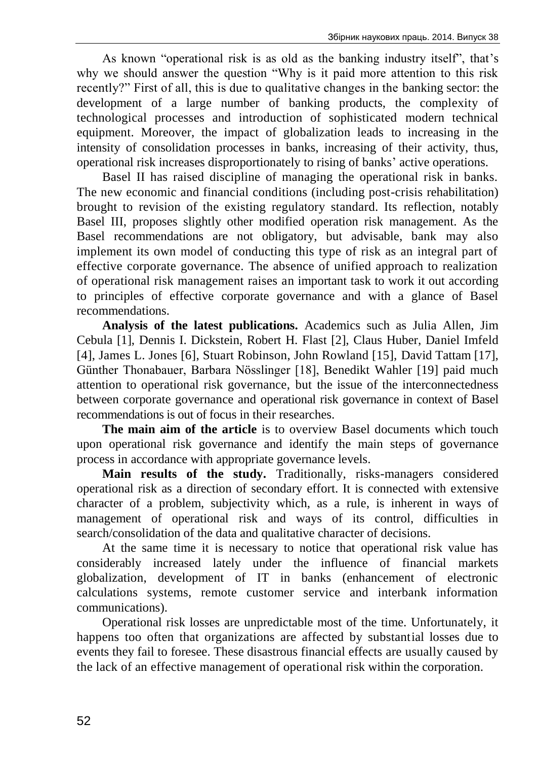As known “operational risk is as old as the banking industry itself”, that’s why we should answer the question “Why is it paid more attention to this risk recently?” First of all, this is due to qualitative changes in the banking sector: the development of a large number of banking products, the complexity of technological processes and introduction of sophisticated modern technical equipment. Moreover, the impact of globalization leads to increasing in the intensity of consolidation processes in banks, increasing of their activity, thus, operational risk increases disproportionately to rising of banks’ active operations.

Basel II has raised discipline of managing the operational risk in banks. The new economic and financial conditions (including post-crisis rehabilitation) brought to revision of the existing regulatory standard. Its reflection, notably Basel III, proposes slightly other modified operation risk management. As the Basel recommendations are not obligatory, but advisable, bank may also implement its own model of conducting this type of risk as an integral part of effective corporate governance. The absence of unified approach to realization of operational risk management raises an important task to work it out according to principles of effective corporate governance and with a glance of Basel recommendations.

**Analysis of the latest publications.** Academics such as Julia Allen, Jim Cebula [1], Dennis I. Dickstein, Robert H. Flast [2], Claus Huber, Daniel Imfeld [4], James L. Jones [6], Stuart Robinson, John Rowland [15], David Tattam [17], Günther Thonabauer, Barbara Nösslinger [18], Benedikt Wahler [19] paid much attention to operational risk governance, but the issue of the interconnectedness between corporate governance and operational risk governance in context of Basel recommendations is out of focus in their researches.

**The main aim of the article** is to overview Basel documents which touch upon operational risk governance and identify the main steps of governance process in accordance with appropriate governance levels.

**Main results of the study.** Traditionally, risks-managers considered operational risk as a direction of secondary effort. It is connected with extensive character of a problem, subjectivity which, as a rule, is inherent in ways of management of operational risk and ways of its control, difficulties in search/consolidation of the data and qualitative character of decisions.

At the same time it is necessary to notice that operational risk value has considerably increased lately under the influence of financial markets globalization, development of IT in banks (enhancement of electronic calculations systems, remote customer service and interbank information communications).

Operational risk losses are unpredictable most of the time. Unfortunately, it happens too often that organizations are affected by substantial losses due to events they fail to foresee. These disastrous financial effects are usually caused by the lack of an effective management of operational risk within the corporation.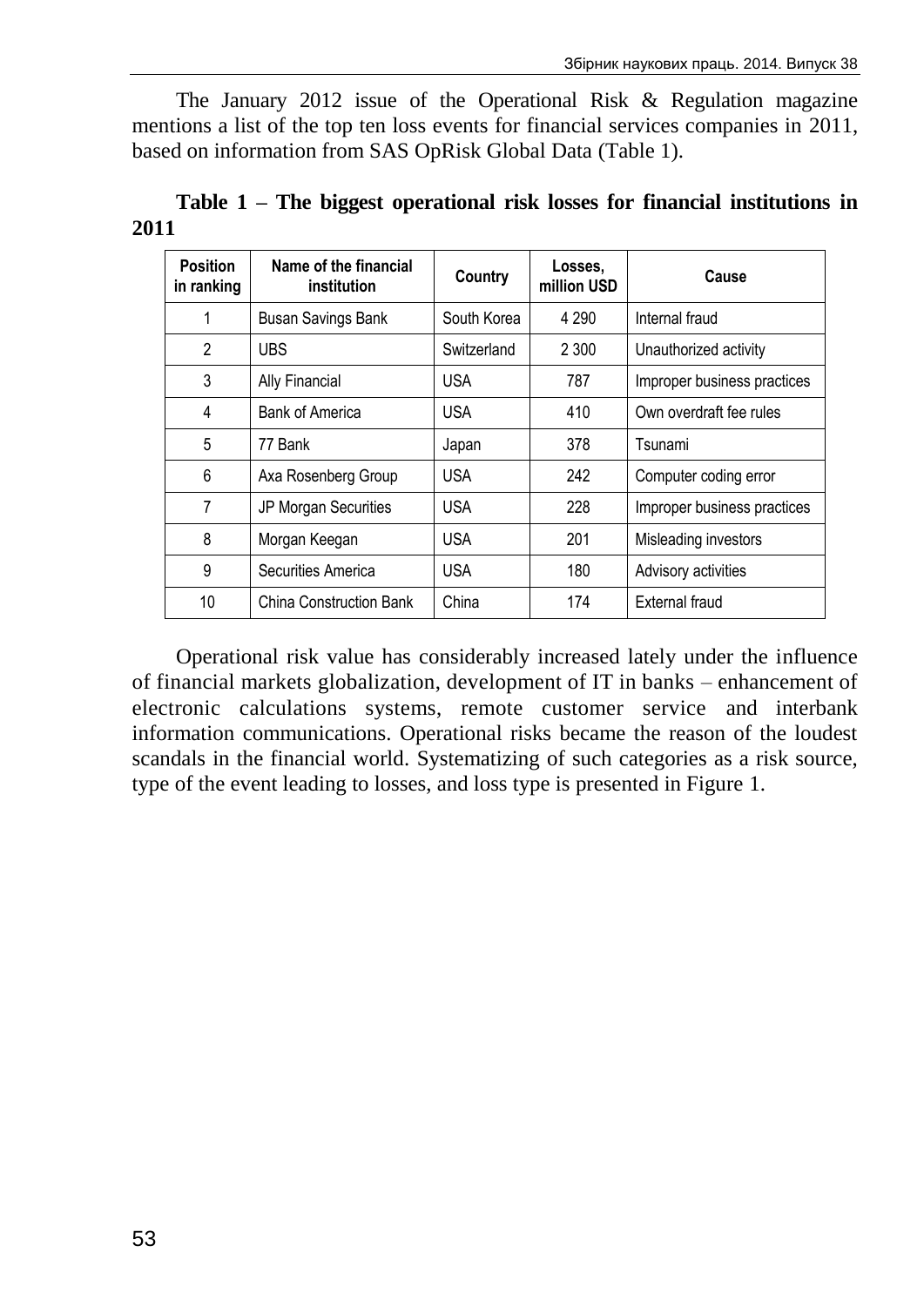The January 2012 issue of the Operational Risk & Regulation magazine mentions a list of the top ten loss events for financial services companies in 2011, based on information from SAS OpRisk Global Data (Table 1).

**Table 1 – The biggest operational risk losses for financial institutions in 2011**

| Position in ranking | Name of the financial institution | Country | Losses, million USD | Cause |
|---|---|---|---|---|
| 1 | Busan Savings Bank | South Korea | 4 290 | Internal fraud |
| 2 | UBS | Switzerland | 2 300 | Unauthorized activity |
| 3 | Ally Financial | USA | 787 | Improper business practices |
| 4 | Bank of America | USA | 410 | Own overdraft fee rules |
| 5 | 77 Bank | Japan | 378 | Tsunami |
| 6 | Axa Rosenberg Group | USA | 242 | Computer coding error |
| 7 | JP Morgan Securities | USA | 228 | Improper business practices |
| 8 | Morgan Keegan | USA | 201 | Misleading investors |
| 9 | Securities America | USA | 180 | Advisory activities |
| 10 | China Construction Bank | China | 174 | External fraud |

Operational risk value has considerably increased lately under the influence of financial markets globalization, development of IT in banks – enhancement of electronic calculations systems, remote customer service and interbank information communications. Operational risks became the reason of the loudest scandals in the financial world. Systematizing of such categories as a risk source, type of the event leading to losses, and loss type is presented in Figure 1.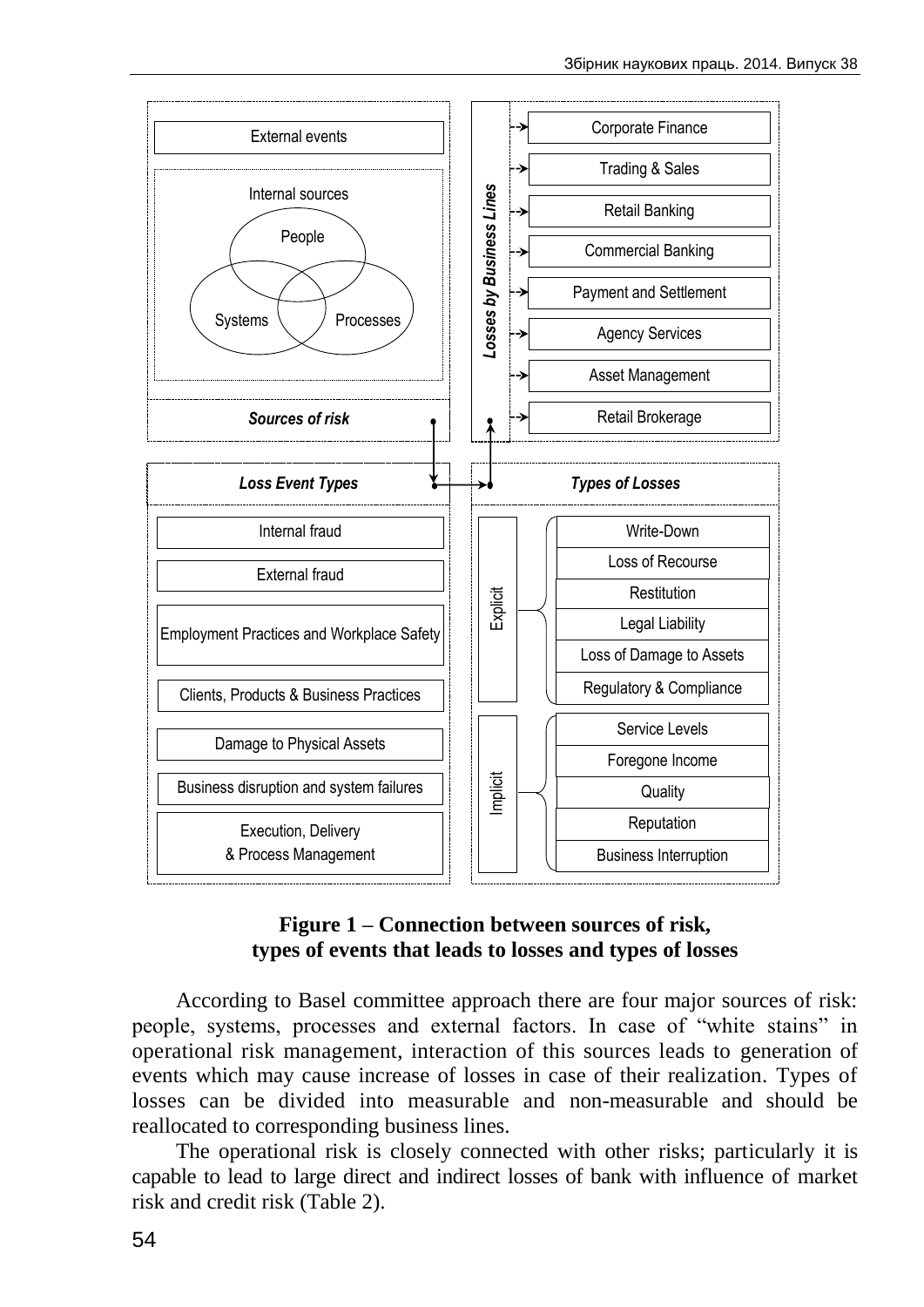External events

Internal sources

People

Systems

Processes

*Sources of risk*

*Losses by Business Lines*

Corporate Finance

Trading & Sales

Retail Banking

Commercial Banking

Payment and Settlement

Agency Services

Asset Management

Retail Brokerage

*Loss Event Types*

*Types of Losses*

Internal fraud

External fraud

Employment Practices and Workplace Safety

Clients, Products & Business Practices

Damage to Physical Assets

Business disruption and system failures

Execution, Delivery & Process Management

Explicit

Write-Down

Loss of Recourse

Restitution

Legal Liability

Loss of Damage to Assets

Regulatory & Compliance

Implicit

Service Levels

Foregone Income

Quality

Reputation

Business Interruption

**Figure 1 – Connection between sources of risk, types of events that leads to losses and types of losses**

According to Basel committee approach there are four major sources of risk: people, systems, processes and external factors. In case of "white stains" in operational risk management, interaction of this sources leads to generation of events which may cause increase of losses in case of their realization. Types of losses can be divided into measurable and non-measurable and should be reallocated to corresponding business lines.

The operational risk is closely connected with other risks; particularly it is capable to lead to large direct and indirect losses of bank with influence of market risk and credit risk (Table 2).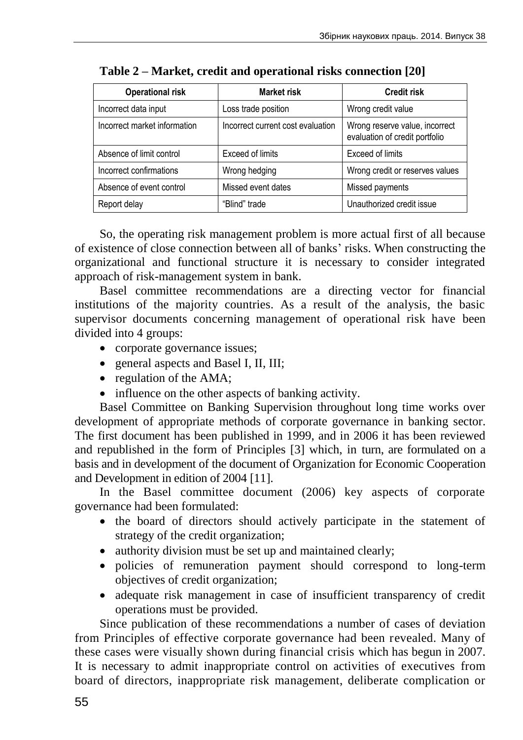**Table 2 – Market, credit and operational risks connection [20]**

| Operational risk | Market risk | Credit risk |
|---|---|---|
| Incorrect data input | Loss trade position | Wrong credit value |
| Incorrect market information | Incorrect current cost evaluation | Wrong reserve value, incorrect evaluation of credit portfolio |
| Absence of limit control | Exceed of limits | Exceed of limits |
| Incorrect confirmations | Wrong hedging | Wrong credit or reserves values |
| Absence of event control | Missed event dates | Missed payments |
| Report delay | "Blind" trade | Unauthorized credit issue |

So, the operating risk management problem is more actual first of all because of existence of close connection between all of banks' risks. When constructing the organizational and functional structure it is necessary to consider integrated approach of risk-management system in bank.

Basel committee recommendations are a directing vector for financial institutions of the majority countries. As a result of the analysis, the basic supervisor documents concerning management of operational risk have been divided into 4 groups:

- corporate governance issues;
- general aspects and Basel I, II, III;
- regulation of the AMA;
- influence on the other aspects of banking activity.

Basel Committee on Banking Supervision throughout long time works over development of appropriate methods of corporate governance in banking sector. The first document has been published in 1999, and in 2006 it has been reviewed and republished in the form of Principles [3] which, in turn, are formulated on a basis and in development of the document of Organization for Economic Cooperation and Development in edition of 2004 [11].

In the Basel committee document (2006) key aspects of corporate governance had been formulated:

- the board of directors should actively participate in the statement of strategy of the credit organization;
- authority division must be set up and maintained clearly;
- policies of remuneration payment should correspond to long-term objectives of credit organization;
- adequate risk management in case of insufficient transparency of credit operations must be provided.

Since publication of these recommendations a number of cases of deviation from Principles of effective corporate governance had been revealed. Many of these cases were visually shown during financial crisis which has begun in 2007. It is necessary to admit inappropriate control on activities of executives from board of directors, inappropriate risk management, deliberate complication or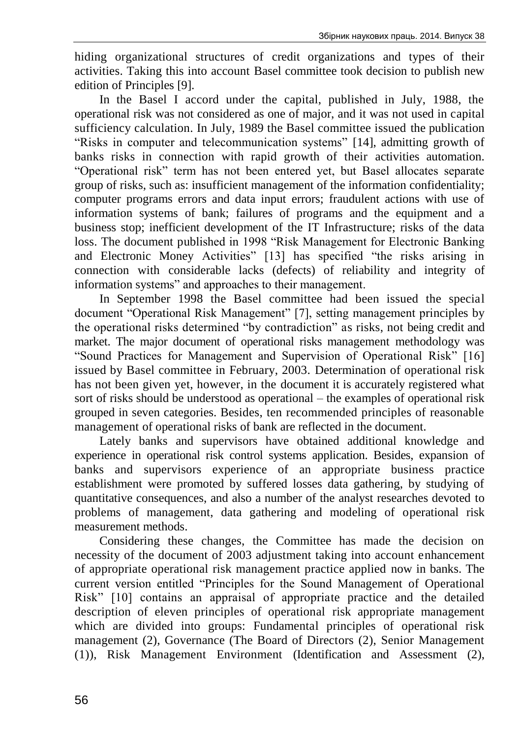hiding organizational structures of credit organizations and types of their activities. Taking this into account Basel committee took decision to publish new edition of Principles [9].

In the Basel I accord under the capital, published in July, 1988, the operational risk was not considered as one of major, and it was not used in capital sufficiency calculation. In July, 1989 the Basel committee issued the publication "Risks in computer and telecommunication systems" [14], admitting growth of banks risks in connection with rapid growth of their activities automation. "Operational risk" term has not been entered yet, but Basel allocates separate group of risks, such as: insufficient management of the information confidentiality; computer programs errors and data input errors; fraudulent actions with use of information systems of bank; failures of programs and the equipment and a business stop; inefficient development of the IT Infrastructure; risks of the data loss. The document published in 1998 "Risk Management for Electronic Banking and Electronic Money Activities" [13] has specified "the risks arising in connection with considerable lacks (defects) of reliability and integrity of information systems" and approaches to their management.

In September 1998 the Basel committee had been issued the special document "Operational Risk Management" [7], setting management principles by the operational risks determined "by contradiction" as risks, not being credit and market. The major document of operational risks management methodology was "Sound Practices for Management and Supervision of Operational Risk" [16] issued by Basel committee in February, 2003. Determination of operational risk has not been given yet, however, in the document it is accurately registered what sort of risks should be understood as operational – the examples of operational risk grouped in seven categories. Besides, ten recommended principles of reasonable management of operational risks of bank are reflected in the document.

Lately banks and supervisors have obtained additional knowledge and experience in operational risk control systems application. Besides, expansion of banks and supervisors experience of an appropriate business practice establishment were promoted by suffered losses data gathering, by studying of quantitative consequences, and also a number of the analyst researches devoted to problems of management, data gathering and modeling of operational risk measurement methods.

Considering these changes, the Committee has made the decision on necessity of the document of 2003 adjustment taking into account enhancement of appropriate operational risk management practice applied now in banks. The current version entitled "Principles for the Sound Management of Operational Risk" [10] contains an appraisal of appropriate practice and the detailed description of eleven principles of operational risk appropriate management which are divided into groups: Fundamental principles of operational risk management (2), Governance (The Board of Directors (2), Senior Management (1)), Risk Management Environment (Identification and Assessment (2),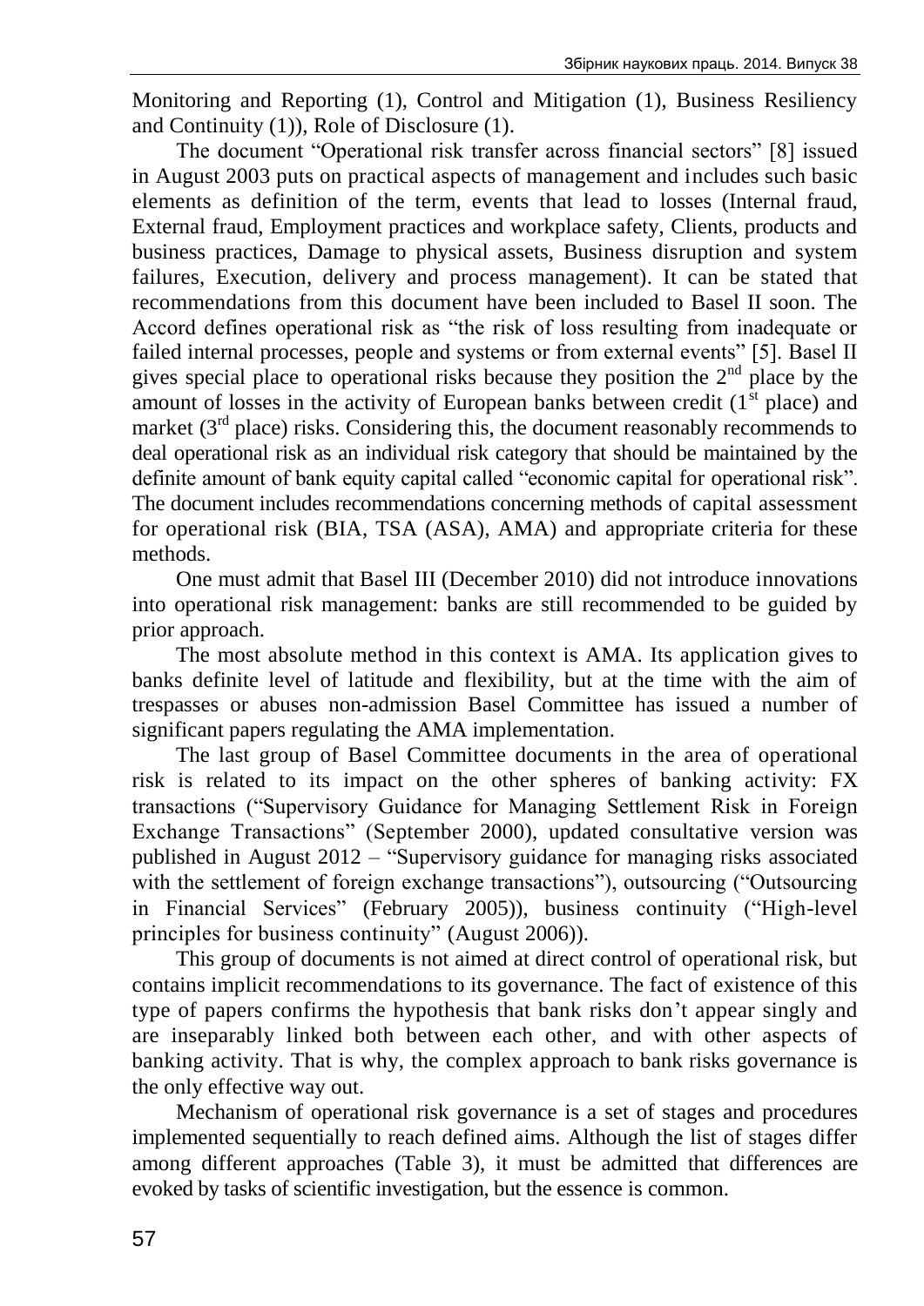Monitoring and Reporting (1), Control and Mitigation (1), Business Resiliency and Continuity (1)), Role of Disclosure (1).

The document "Operational risk transfer across financial sectors" [8] issued in August 2003 puts on practical aspects of management and includes such basic elements as definition of the term, events that lead to losses (Internal fraud, External fraud, Employment practices and workplace safety, Clients, products and business practices, Damage to physical assets, Business disruption and system failures, Execution, delivery and process management). It can be stated that recommendations from this document have been included to Basel II soon. The Accord defines operational risk as "the risk of loss resulting from inadequate or failed internal processes, people and systems or from external events" [5]. Basel II gives special place to operational risks because they position the 2nd place by the amount of losses in the activity of European banks between credit (1st place) and market (3rd place) risks. Considering this, the document reasonably recommends to deal operational risk as an individual risk category that should be maintained by the definite amount of bank equity capital called "economic capital for operational risk". The document includes recommendations concerning methods of capital assessment for operational risk (BIA, TSA (ASA), AMA) and appropriate criteria for these methods.

One must admit that Basel III (December 2010) did not introduce innovations into operational risk management: banks are still recommended to be guided by prior approach.

The most absolute method in this context is AMA. Its application gives to banks definite level of latitude and flexibility, but at the time with the aim of trespasses or abuses non-admission Basel Committee has issued a number of significant papers regulating the AMA implementation.

The last group of Basel Committee documents in the area of operational risk is related to its impact on the other spheres of banking activity: FX transactions ("Supervisory Guidance for Managing Settlement Risk in Foreign Exchange Transactions" (September 2000), updated consultative version was published in August 2012 – "Supervisory guidance for managing risks associated with the settlement of foreign exchange transactions"), outsourcing ("Outsourcing in Financial Services" (February 2005)), business continuity ("High-level principles for business continuity" (August 2006)).

This group of documents is not aimed at direct control of operational risk, but contains implicit recommendations to its governance. The fact of existence of this type of papers confirms the hypothesis that bank risks don't appear singly and are inseparably linked both between each other, and with other aspects of banking activity. That is why, the complex approach to bank risks governance is the only effective way out.

Mechanism of operational risk governance is a set of stages and procedures implemented sequentially to reach defined aims. Although the list of stages differ among different approaches (Table 3), it must be admitted that differences are evoked by tasks of scientific investigation, but the essence is common.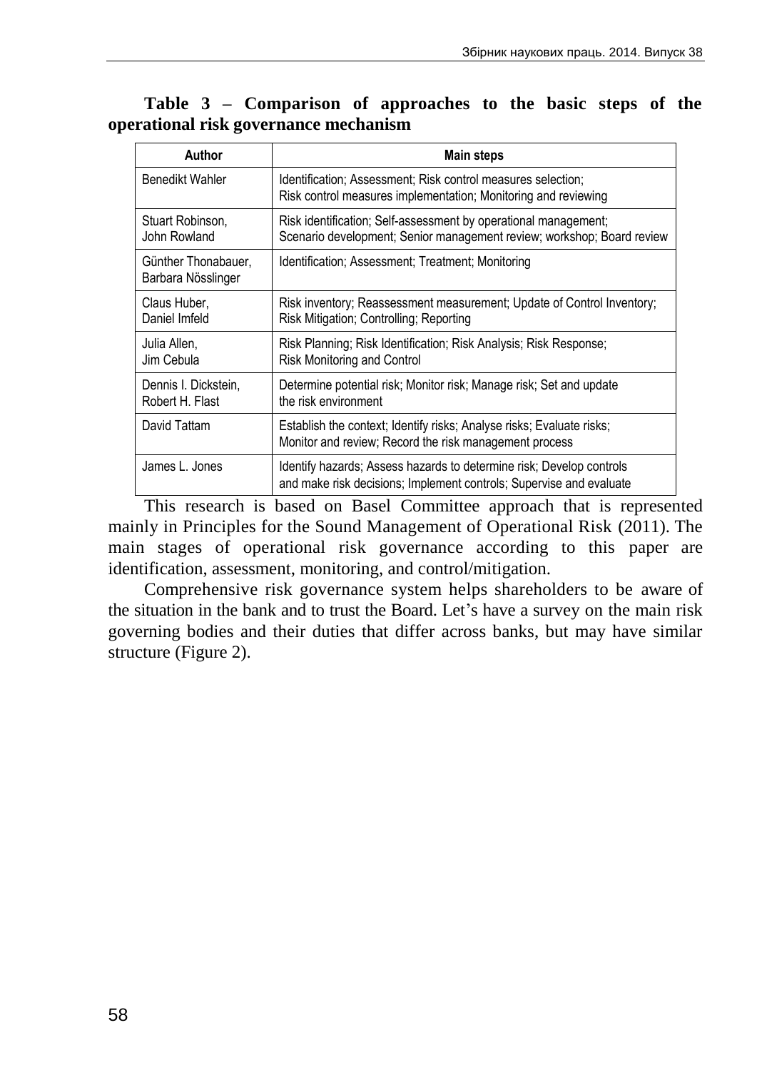**Table 3 – Comparison of approaches to the basic steps of the operational risk governance mechanism**

| Author | Main steps |
|---|---|
| Benedikt Wahler | Identification; Assessment; Risk control measures selection; Risk control measures implementation; Monitoring and reviewing |
| Stuart Robinson, John Rowland | Risk identification; Self-assessment by operational management; Scenario development; Senior management review; workshop; Board review |
| Günther Thonabauer, Barbara Nösslinger | Identification; Assessment; Treatment; Monitoring |
| Claus Huber, Daniel Imfeld | Risk inventory; Reassessment measurement; Update of Control Inventory; Risk Mitigation; Controlling; Reporting |
| Julia Allen, Jim Cebula | Risk Planning; Risk Identification; Risk Analysis; Risk Response; Risk Monitoring and Control |
| Dennis I. Dickstein, Robert H. Flast | Determine potential risk; Monitor risk; Manage risk; Set and update the risk environment |
| David Tattam | Establish the context; Identify risks; Analyse risks; Evaluate risks; Monitor and review; Record the risk management process |
| James L. Jones | Identify hazards; Assess hazards to determine risk; Develop controls and make risk decisions; Implement controls; Supervise and evaluate |

This research is based on Basel Committee approach that is represented mainly in Principles for the Sound Management of Operational Risk (2011). The main stages of operational risk governance according to this paper are identification, assessment, monitoring, and control/mitigation.

Comprehensive risk governance system helps shareholders to be aware of the situation in the bank and to trust the Board. Let's have a survey on the main risk governing bodies and their duties that differ across banks, but may have similar structure (Figure 2).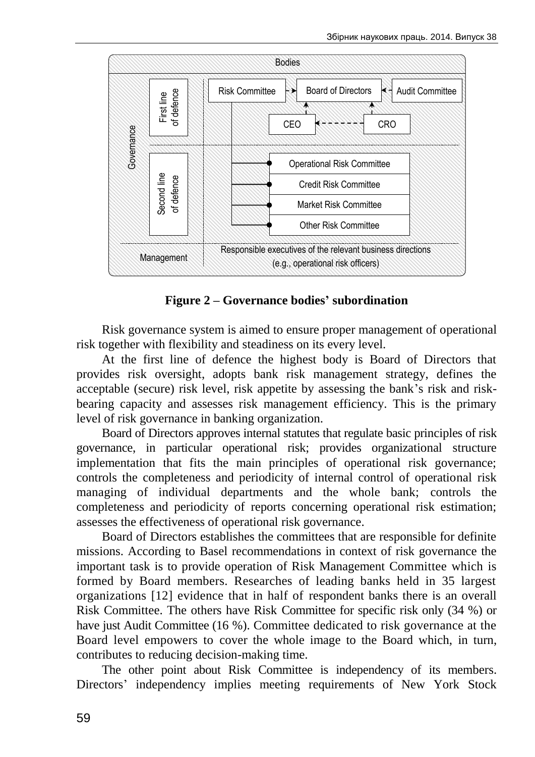Bodies

Governance

First line of defence

Second line of defence

Risk Committee

Board of Directors

Audit Committee

CEO

CRO

Operational Risk Committee

Credit Risk Committee

Market Risk Committee

Other Risk Committee

Management

Responsible executives of the relevant business directions (e.g., operational risk officers)

**Figure 2 – Governance bodies' subordination**

Risk governance system is aimed to ensure proper management of operational risk together with flexibility and steadiness on its every level.

At the first line of defence the highest body is Board of Directors that provides risk oversight, adopts bank risk management strategy, defines the acceptable (secure) risk level, risk appetite by assessing the bank's risk and risk-bearing capacity and assesses risk management efficiency. This is the primary level of risk governance in banking organization.

Board of Directors approves internal statutes that regulate basic principles of risk governance, in particular operational risk; provides organizational structure implementation that fits the main principles of operational risk governance; controls the completeness and periodicity of internal control of operational risk managing of individual departments and the whole bank; controls the completeness and periodicity of reports concerning operational risk estimation; assesses the effectiveness of operational risk governance.

Board of Directors establishes the committees that are responsible for definite missions. According to Basel recommendations in context of risk governance the important task is to provide operation of Risk Management Committee which is formed by Board members. Researches of leading banks held in 35 largest organizations [12] evidence that in half of respondent banks there is an overall Risk Committee. The others have Risk Committee for specific risk only (34 %) or have just Audit Committee (16 %). Committee dedicated to risk governance at the Board level empowers to cover the whole image to the Board which, in turn, contributes to reducing decision-making time.

The other point about Risk Committee is independency of its members. Directors' independency implies meeting requirements of New York Stock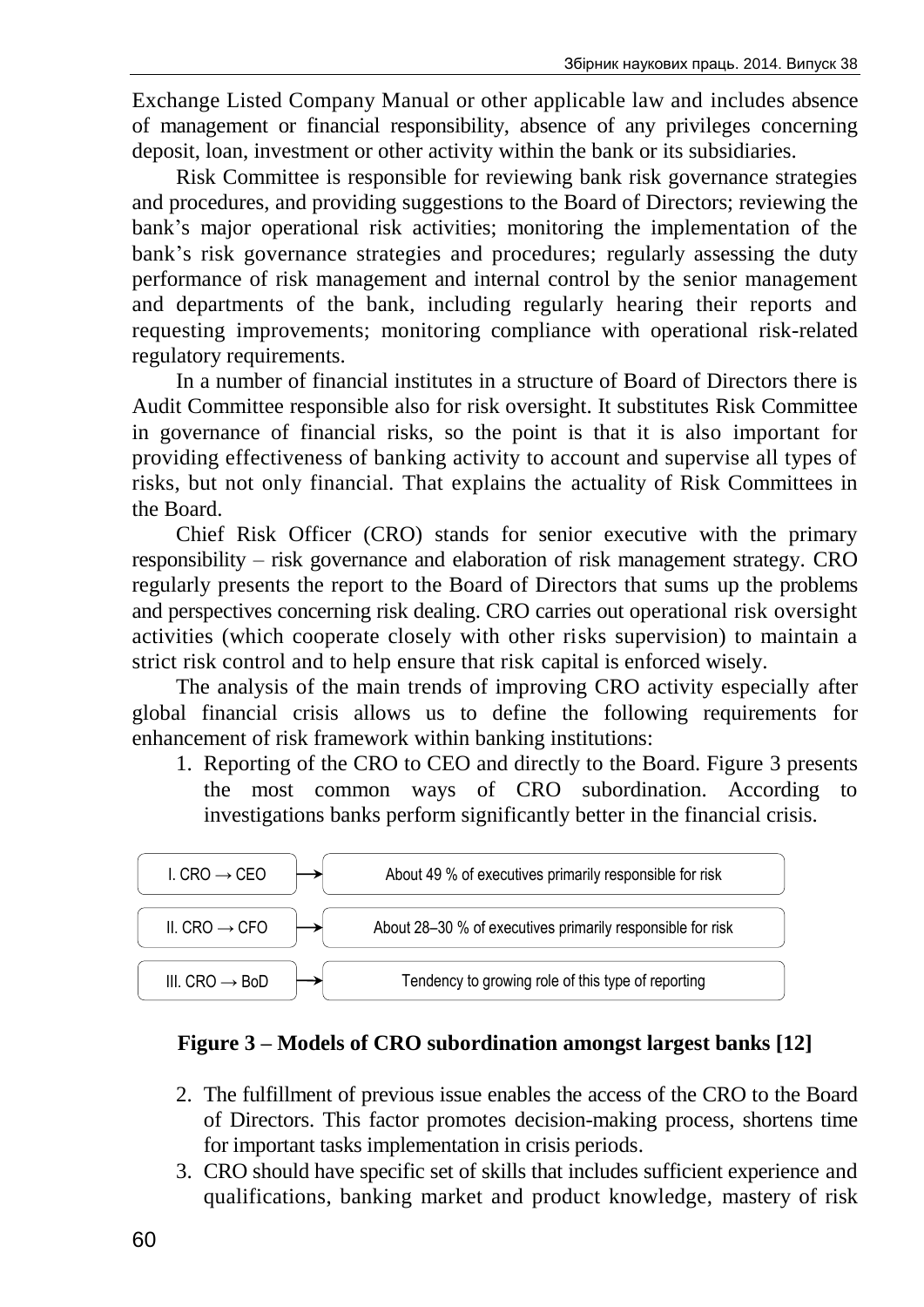Exchange Listed Company Manual or other applicable law and includes absence of management or financial responsibility, absence of any privileges concerning deposit, loan, investment or other activity within the bank or its subsidiaries.

Risk Committee is responsible for reviewing bank risk governance strategies and procedures, and providing suggestions to the Board of Directors; reviewing the bank's major operational risk activities; monitoring the implementation of the bank's risk governance strategies and procedures; regularly assessing the duty performance of risk management and internal control by the senior management and departments of the bank, including regularly hearing their reports and requesting improvements; monitoring compliance with operational risk-related regulatory requirements.

In a number of financial institutes in a structure of Board of Directors there is Audit Committee responsible also for risk oversight. It substitutes Risk Committee in governance of financial risks, so the point is that it is also important for providing effectiveness of banking activity to account and supervise all types of risks, but not only financial. That explains the actuality of Risk Committees in the Board.

Chief Risk Officer (CRO) stands for senior executive with the primary responsibility – risk governance and elaboration of risk management strategy. CRO regularly presents the report to the Board of Directors that sums up the problems and perspectives concerning risk dealing. CRO carries out operational risk oversight activities (which cooperate closely with other risks supervision) to maintain a strict risk control and to help ensure that risk capital is enforced wisely.

The analysis of the main trends of improving CRO activity especially after global financial crisis allows us to define the following requirements for enhancement of risk framework within banking institutions:

1. Reporting of the CRO to CEO and directly to the Board. Figure 3 presents the most common ways of CRO subordination. According to investigations banks perform significantly better in the financial crisis.

I. CRO → CEO → About 49 % of executives primarily responsible for risk

II. CRO → CFO → About 28–30 % of executives primarily responsible for risk

III. CRO → BoD → Tendency to growing role of this type of reporting

**Figure 3 – Models of CRO subordination amongst largest banks [12]**

2. The fulfillment of previous issue enables the access of the CRO to the Board of Directors. This factor promotes decision-making process, shortens time for important tasks implementation in crisis periods.
3. CRO should have specific set of skills that includes sufficient experience and qualifications, banking market and product knowledge, mastery of risk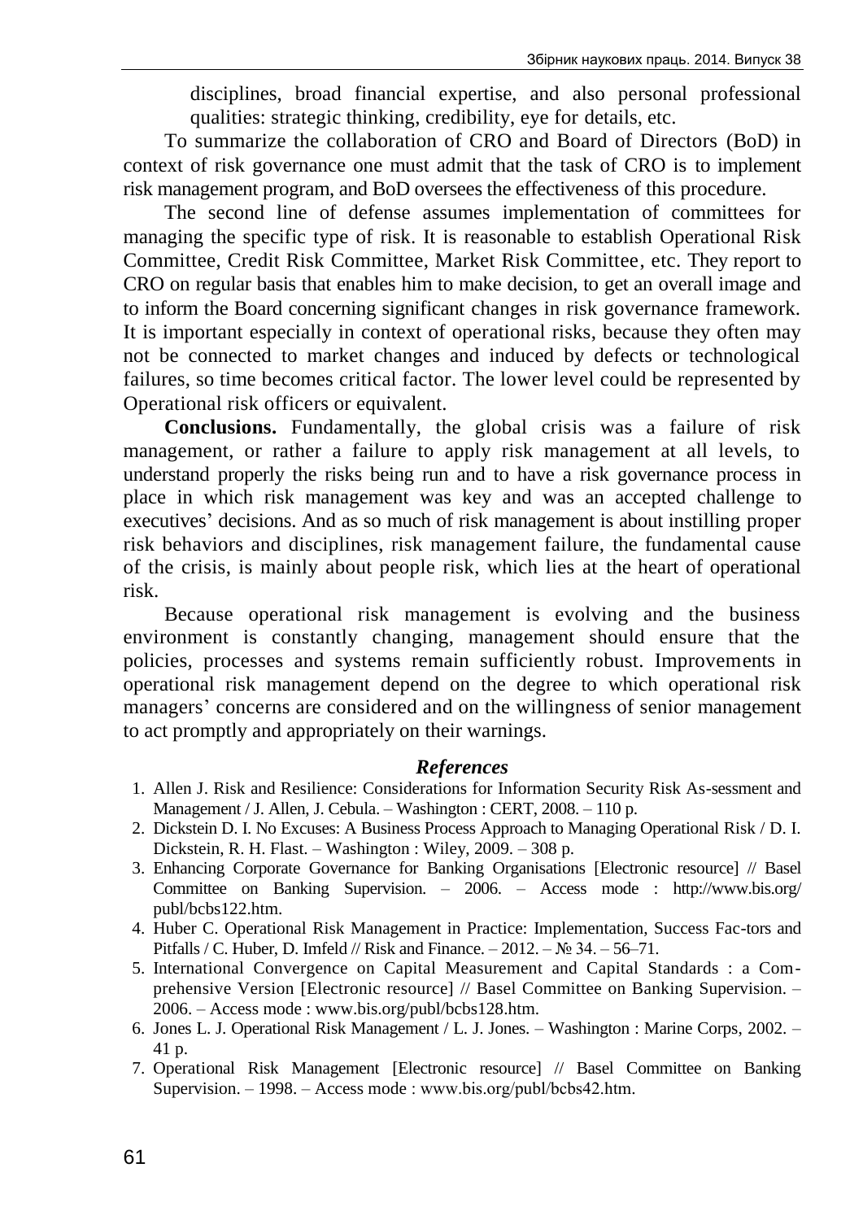disciplines, broad financial expertise, and also personal professional qualities: strategic thinking, credibility, eye for details, etc.

To summarize the collaboration of CRO and Board of Directors (BoD) in context of risk governance one must admit that the task of CRO is to implement risk management program, and BoD oversees the effectiveness of this procedure.

The second line of defense assumes implementation of committees for managing the specific type of risk. It is reasonable to establish Operational Risk Committee, Credit Risk Committee, Market Risk Committee, etc. They report to CRO on regular basis that enables him to make decision, to get an overall image and to inform the Board concerning significant changes in risk governance framework. It is important especially in context of operational risks, because they often may not be connected to market changes and induced by defects or technological failures, so time becomes critical factor. The lower level could be represented by Operational risk officers or equivalent.

**Conclusions.** Fundamentally, the global crisis was a failure of risk management, or rather a failure to apply risk management at all levels, to understand properly the risks being run and to have a risk governance process in place in which risk management was key and was an accepted challenge to executives' decisions. And as so much of risk management is about instilling proper risk behaviors and disciplines, risk management failure, the fundamental cause of the crisis, is mainly about people risk, which lies at the heart of operational risk.

Because operational risk management is evolving and the business environment is constantly changing, management should ensure that the policies, processes and systems remain sufficiently robust. Improvements in operational risk management depend on the degree to which operational risk managers' concerns are considered and on the willingness of senior management to act promptly and appropriately on their warnings.

### *References*

1. Allen J. Risk and Resilience: Considerations for Information Security Risk As-sessment and Management / J. Allen, J. Cebula. – Washington : CERT, 2008. – 110 p.
2. Dickstein D. I. No Excuses: A Business Process Approach to Managing Operational Risk / D. I. Dickstein, R. H. Flast. – Washington : Wiley, 2009. – 308 p.
3. Enhancing Corporate Governance for Banking Organisations [Electronic resource] // Basel Committee on Banking Supervision. – 2006. – Access mode : http://www.bis.org/publ/bcbs122.htm.
4. Huber C. Operational Risk Management in Practice: Implementation, Success Fac-tors and Pitfalls / C. Huber, D. Imfeld // Risk and Finance. – 2012. – № 34. – 56–71.
5. International Convergence on Capital Measurement and Capital Standards : a Com-prehensive Version [Electronic resource] // Basel Committee on Banking Supervision. – 2006. – Access mode : www.bis.org/publ/bcbs128.htm.
6. Jones L. J. Operational Risk Management / L. J. Jones. – Washington : Marine Corps, 2002. – 41 p.
7. Operational Risk Management [Electronic resource] // Basel Committee on Banking Supervision. – 1998. – Access mode : www.bis.org/publ/bcbs42.htm.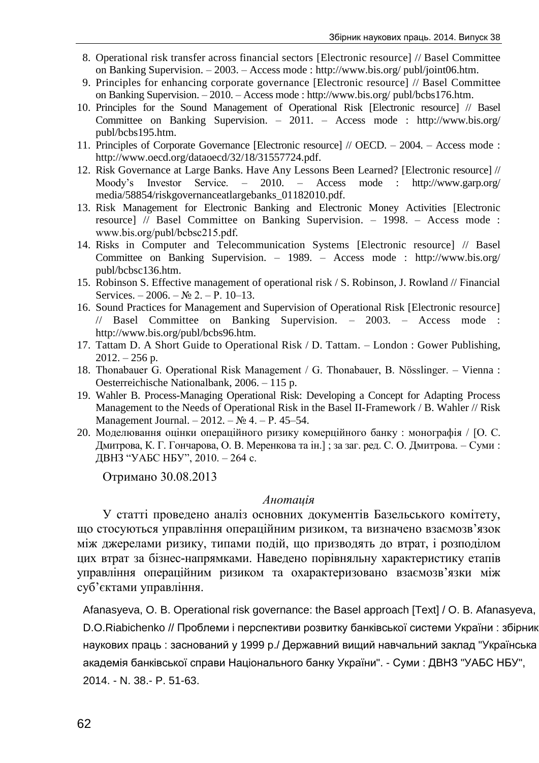8. Operational risk transfer across financial sectors [Electronic resource] // Basel Committee on Banking Supervision. – 2003. – Access mode : http://www.bis.org/ publ/joint06.htm.
9. Principles for enhancing corporate governance [Electronic resource] // Basel Committee on Banking Supervision. – 2010. – Access mode : http://www.bis.org/ publ/bcbs176.htm.
10. Principles for the Sound Management of Operational Risk [Electronic resource] // Basel Committee on Banking Supervision. – 2011. – Access mode : http://www.bis.org/ publ/bcbs195.htm.
11. Principles of Corporate Governance [Electronic resource] // OECD. – 2004. – Access mode : http://www.oecd.org/dataoecd/32/18/31557724.pdf.
12. Risk Governance at Large Banks. Have Any Lessons Been Learned? [Electronic resource] // Moody's Investor Service. – 2010. – Access mode : http://www.garp.org/ media/58854/riskgovernanceatlargebanks_01182010.pdf.
13. Risk Management for Electronic Banking and Electronic Money Activities [Electronic resource] // Basel Committee on Banking Supervision. – 1998. – Access mode : www.bis.org/publ/bcbsc215.pdf.
14. Risks in Computer and Telecommunication Systems [Electronic resource] // Basel Committee on Banking Supervision. – 1989. – Access mode : http://www.bis.org/ publ/bcbsc136.htm.
15. Robinson S. Effective management of operational risk / S. Robinson, J. Rowland // Financial Services. – 2006. – № 2. – P. 10–13.
16. Sound Practices for Management and Supervision of Operational Risk [Electronic resource] // Basel Committee on Banking Supervision. – 2003. – Access mode : http://www.bis.org/publ/bcbs96.htm.
17. Tattam D. A Short Guide to Operational Risk / D. Tattam. – London : Gower Publishing, 2012. – 256 p.
18. Thonabauer G. Operational Risk Management / G. Thonabauer, B. Nösslinger. – Vienna : Oesterreichische Nationalbank, 2006. – 115 p.
19. Wahler B. Process-Managing Operational Risk: Developing a Concept for Adapting Process Management to the Needs of Operational Risk in the Basel II-Framework / B. Wahler // Risk Management Journal. – 2012. – № 4. – P. 45–54.
20. Моделювання оцінки операційного ризику комерційного банку : монографія / [О. С. Дмитрова, К. Г. Гончарова, О. В. Меренкова та ін.] ; за заг. ред. С. О. Дмитрова. – Суми : ДВНЗ "УАБС НБУ", 2010. – 264 с.

Отримано 30.08.2013

*Анотація*

У статті проведено аналіз основних документів Базельського комітету, що стосуються управління операційним ризиком, та визначено взаємозв'язок між джерелами ризику, типами подій, що призводять до втрат, і розподілом цих втрат за бізнес-напрямками. Наведено порівняльну характеристику етапів управління операційним ризиком та охарактеризовано взаємозв'язки між суб'єктами управління.

Afanasyeva, O. B. Operational risk governance: the Basel approach [Text] / O. B. Afanasyeva, D.O.Riabichenko // Проблеми і перспективи розвитку банківської системи України : збірник наукових праць : заснований у 1999 р./ Державний вищий навчальний заклад "Українська академія банківської справи Національного банку України". - Суми : ДВНЗ "УАБС НБУ", 2014. - N. 38.- P. 51-63.